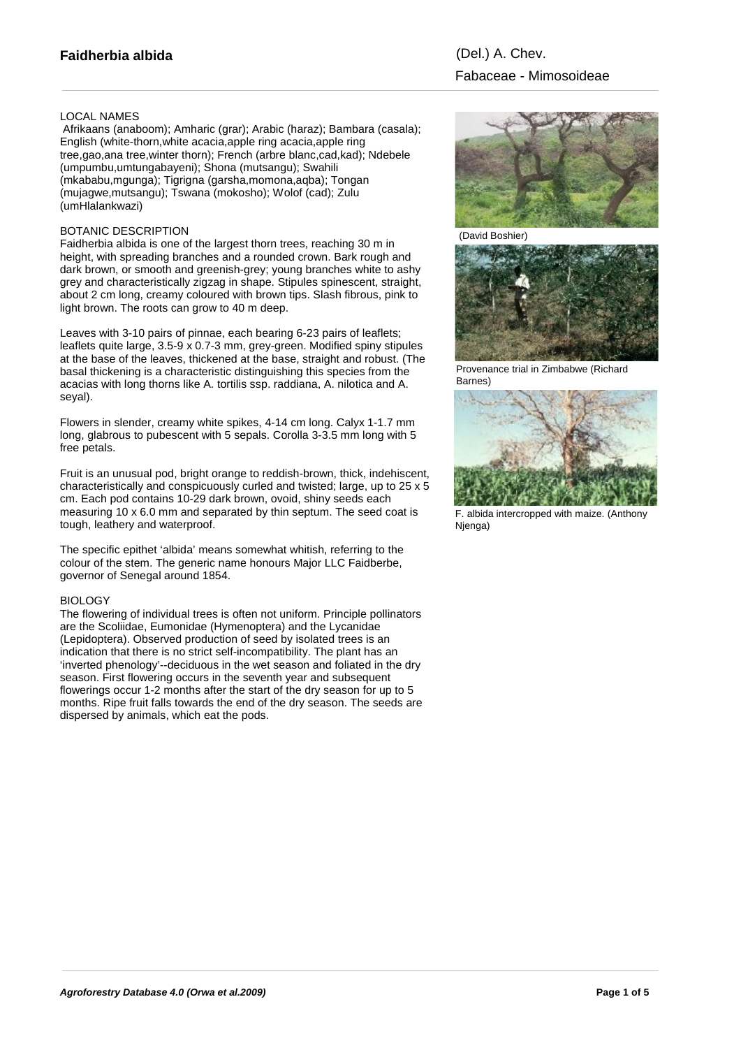# Faidherbia albida

(Del.) A. Chev.

Fabaceae - Mimosoideae

## LOCAL NAMES

Afrikaans (anaboom); Amharic (grar); Arabic (haraz); Bambara (casala); English (white-thorn,white acacia,apple ring acacia,apple ring tree,gao,ana tree,winter thorn); French (arbre blanc,cad,kad); Ndebele (umpumbu,umtungabayeni); Shona (mutsangu); Swahili (mkababu,mgunga); Tigrigna (garsha,momona,aqba); Tongan (mujagwe,mutsangu); Tswana (mokosho); Wolof (cad); Zulu (umHlalankwazi)

## BOTANIC DESCRIPTION

Faidherbia albida is one of the largest thorn trees, reaching 30 m in height, with spreading branches and a rounded crown. Bark rough and dark brown, or smooth and greenish-grey; young branches white to ashy grey and characteristically zigzag in shape. Stipules spinescent, straight, about 2 cm long, creamy coloured with brown tips. Slash fibrous, pink to light brown. The roots can grow to 40 m deep.

Leaves with 3-10 pairs of pinnae, each bearing 6-23 pairs of leaflets; leaflets quite large, 3.5-9 x 0.7-3 mm, grey-green. Modified spiny stipules at the base of the leaves, thickened at the base, straight and robust. (The basal thickening is a characteristic distinguishing this species from the acacias with long thorns like A. tortilis ssp. raddiana, A. nilotica and A. seyal).

Flowers in slender, creamy white spikes, 4-14 cm long. Calyx 1-1.7 mm long, glabrous to pubescent with 5 sepals. Corolla 3-3.5 mm long with 5 free petals.

Fruit is an unusual pod, bright orange to reddish-brown, thick, indehiscent, characteristically and conspicuously curled and twisted; large, up to 25 x 5 cm. Each pod contains 10-29 dark brown, ovoid, shiny seeds each measuring 10 x 6.0 mm and separated by thin septum. The seed coat is tough, leathery and waterproof.

The specific epithet 'albida' means somewhat whitish, referring to the colour of the stem. The generic name honours Major LLC Faidberbe, governor of Senegal around 1854.

## BIOLOGY

The flowering of individual trees is often not uniform. Principle pollinators are the Scoliidae, Eumonidae (Hymenoptera) and the Lycanidae (Lepidoptera). Observed production of seed by isolated trees is an indication that there is no strict self-incompatibility. The plant has an 'inverted phenology'--deciduous in the wet season and foliated in the dry season. First flowering occurs in the seventh year and subsequent flowerings occur 1-2 months after the start of the dry season for up to 5 months. Ripe fruit falls towards the end of the dry season. The seeds are dispersed by animals, which eat the pods.

(David Boshier)

Provenance trial in Zimbabwe (Richard Barnes)

F. albida intercropped with maize. (Anthony Njenga)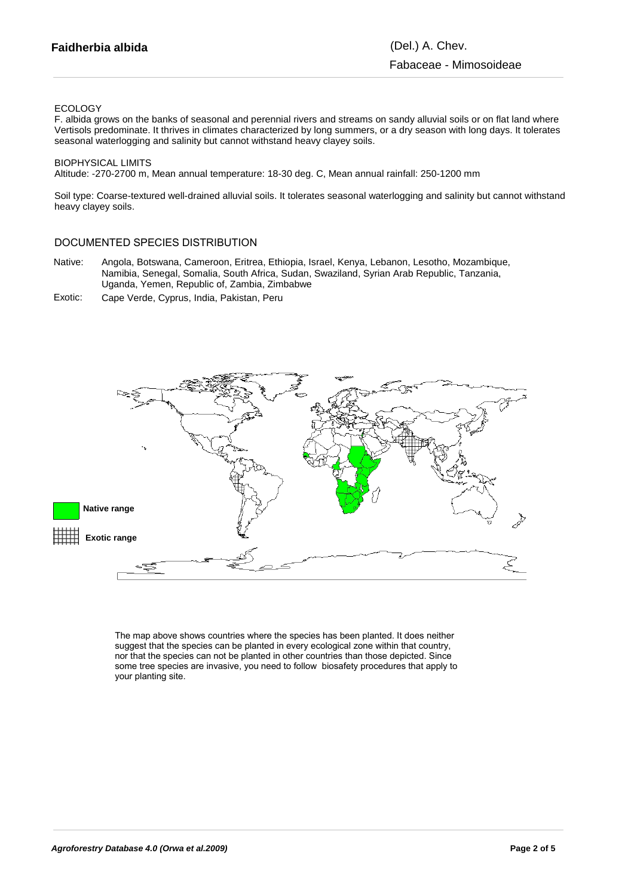**Faidherbia albida** (Del.) A. Chev.

Fabaceae - Mimosoideae

## ECOLOGY

F. albida grows on the banks of seasonal and perennial rivers and streams on sandy alluvial soils or on flat land where Vertisols predominate. It thrives in climates characterized by long summers, or a dry season with long days. It tolerates seasonal waterlogging and salinity but cannot withstand heavy clayey soils.

## BIOPHYSICAL LIMITS

Altitude: -270-2700 m, Mean annual temperature: 18-30 deg. C, Mean annual rainfall: 250-1200 mm

Soil type: Coarse-textured well-drained alluvial soils. It tolerates seasonal waterlogging and salinity but cannot withstand heavy clayey soils.

## DOCUMENTED SPECIES DISTRIBUTION

Native: Angola, Botswana, Cameroon, Eritrea, Ethiopia, Israel, Kenya, Lebanon, Lesotho, Mozambique, Namibia, Senegal, Somalia, South Africa, Sudan, Swaziland, Syrian Arab Republic, Tanzania, Uganda, Yemen, Republic of, Zambia, Zimbabwe

Exotic: Cape Verde, Cyprus, India, Pakistan, Peru

Native range

Exotic range

The map above shows countries where the species has been planted. It does neither suggest that the species can be planted in every ecological zone within that country, nor that the species can not be planted in other countries than those depicted. Since some tree species are invasive, you need to follow biosafety procedures that apply to your planting site.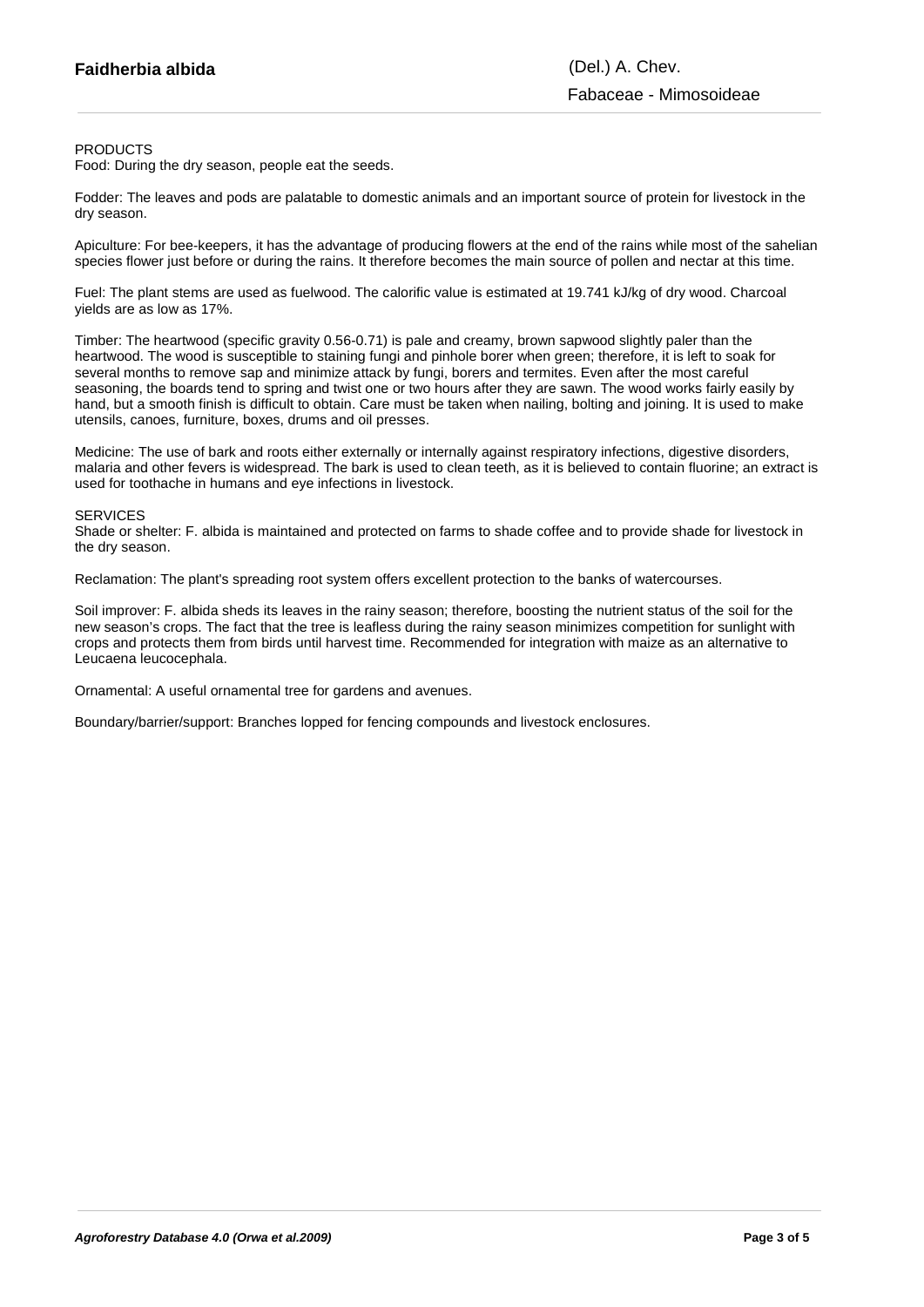PRODUCTS

Food: During the dry season, people eat the seeds.

Fodder: The leaves and pods are palatable to domestic animals and an important source of protein for livestock in the dry season.

Apiculture: For bee-keepers, it has the advantage of producing flowers at the end of the rains while most of the sahelian species flower just before or during the rains. It therefore becomes the main source of pollen and nectar at this time.

Fuel: The plant stems are used as fuelwood. The calorific value is estimated at 19.741 kJ/kg of dry wood. Charcoal yields are as low as 17%.

Timber: The heartwood (specific gravity 0.56-0.71) is pale and creamy, brown sapwood slightly paler than the heartwood. The wood is susceptible to staining fungi and pinhole borer when green; therefore, it is left to soak for several months to remove sap and minimize attack by fungi, borers and termites. Even after the most careful seasoning, the boards tend to spring and twist one or two hours after they are sawn. The wood works fairly easily by hand, but a smooth finish is difficult to obtain. Care must be taken when nailing, bolting and joining. It is used to make utensils, canoes, furniture, boxes, drums and oil presses.

Medicine: The use of bark and roots either externally or internally against respiratory infections, digestive disorders, malaria and other fevers is widespread. The bark is used to clean teeth, as it is believed to contain fluorine; an extract is used for toothache in humans and eye infections in livestock.

SERVICES

Shade or shelter: F. albida is maintained and protected on farms to shade coffee and to provide shade for livestock in the dry season.

Reclamation: The plant's spreading root system offers excellent protection to the banks of watercourses.

Soil improver: F. albida sheds its leaves in the rainy season; therefore, boosting the nutrient status of the soil for the new season's crops. The fact that the tree is leafless during the rainy season minimizes competition for sunlight with crops and protects them from birds until harvest time. Recommended for integration with maize as an alternative to Leucaena leucocephala.

Ornamental: A useful ornamental tree for gardens and avenues.

Boundary/barrier/support: Branches lopped for fencing compounds and livestock enclosures.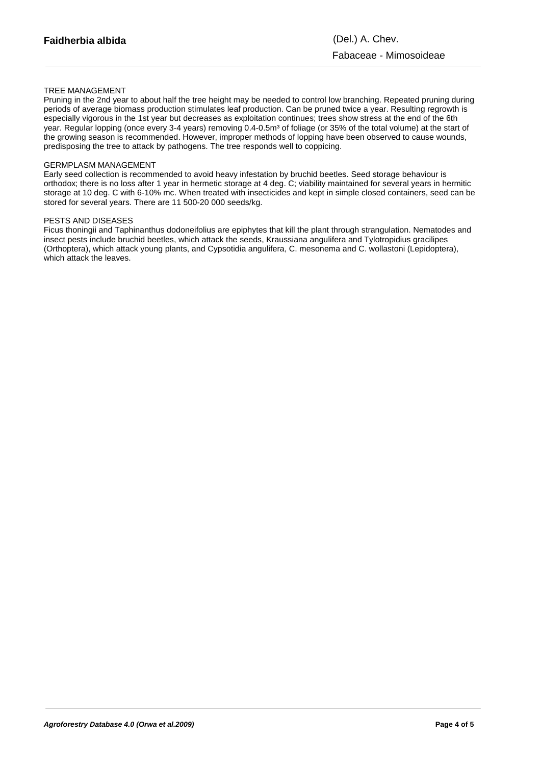## TREE MANAGEMENT

Pruning in the 2nd year to about half the tree height may be needed to control low branching. Repeated pruning during periods of average biomass production stimulates leaf production. Can be pruned twice a year. Resulting regrowth is especially vigorous in the 1st year but decreases as exploitation continues; trees show stress at the end of the 6th year. Regular lopping (once every 3-4 years) removing 0.4-0.5$m^3$ of foliage (or 35% of the total volume) at the start of the growing season is recommended. However, improper methods of lopping have been observed to cause wounds, predisposing the tree to attack by pathogens. The tree responds well to coppicing.

## GERMPLASM MANAGEMENT

Early seed collection is recommended to avoid heavy infestation by bruchid beetles. Seed storage behaviour is orthodox; there is no loss after 1 year in hermetic storage at 4 deg. C; viability maintained for several years in hermitic storage at 10 deg. C with 6-10% mc. When treated with insecticides and kept in simple closed containers, seed can be stored for several years. There are 11 500-20 000 seeds/kg.

## PESTS AND DISEASES

Ficus thoningii and Taphinanthus dodoneifolius are epiphytes that kill the plant through strangulation. Nematodes and insect pests include bruchid beetles, which attack the seeds, Kraussiana angulifera and Tylotropidius gracilipes (Orthoptera), which attack young plants, and Cypsotidia angulifera, C. mesonema and C. wollastoni (Lepidoptera), which attack the leaves.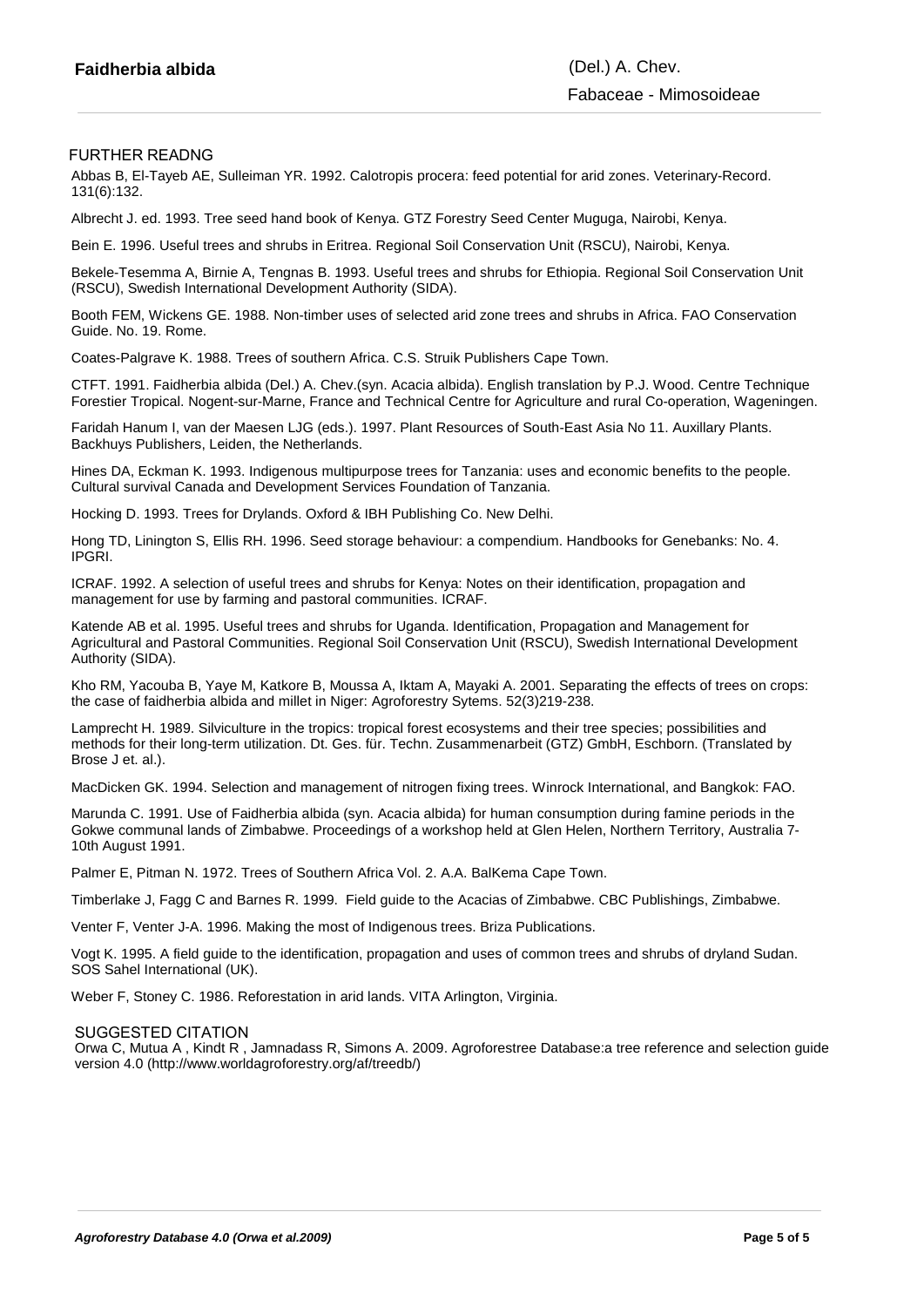## FURTHER READNG

Abbas B, El-Tayeb AE, Sulleiman YR. 1992. Calotropis procera: feed potential for arid zones. Veterinary-Record. 131(6):132.

Albrecht J. ed. 1993. Tree seed hand book of Kenya. GTZ Forestry Seed Center Muguga, Nairobi, Kenya.

Bein E. 1996. Useful trees and shrubs in Eritrea. Regional Soil Conservation Unit (RSCU), Nairobi, Kenya.

Bekele-Tesemma A, Birnie A, Tengnas B. 1993. Useful trees and shrubs for Ethiopia. Regional Soil Conservation Unit (RSCU), Swedish International Development Authority (SIDA).

Booth FEM, Wickens GE. 1988. Non-timber uses of selected arid zone trees and shrubs in Africa. FAO Conservation Guide. No. 19. Rome.

Coates-Palgrave K. 1988. Trees of southern Africa. C.S. Struik Publishers Cape Town.

CTFT. 1991. Faidherbia albida (Del.) A. Chev.(syn. Acacia albida). English translation by P.J. Wood. Centre Technique Forestier Tropical. Nogent-sur-Marne, France and Technical Centre for Agriculture and rural Co-operation, Wageningen.

Faridah Hanum I, van der Maesen LJG (eds.). 1997. Plant Resources of South-East Asia No 11. Auxillary Plants. Backhuys Publishers, Leiden, the Netherlands.

Hines DA, Eckman K. 1993. Indigenous multipurpose trees for Tanzania: uses and economic benefits to the people. Cultural survival Canada and Development Services Foundation of Tanzania.

Hocking D. 1993. Trees for Drylands. Oxford & IBH Publishing Co. New Delhi.

Hong TD, Linington S, Ellis RH. 1996. Seed storage behaviour: a compendium. Handbooks for Genebanks: No. 4. IPGRI.

ICRAF. 1992. A selection of useful trees and shrubs for Kenya: Notes on their identification, propagation and management for use by farming and pastoral communities. ICRAF.

Katende AB et al. 1995. Useful trees and shrubs for Uganda. Identification, Propagation and Management for Agricultural and Pastoral Communities. Regional Soil Conservation Unit (RSCU), Swedish International Development Authority (SIDA).

Kho RM, Yacouba B, Yaye M, Katkore B, Moussa A, Iktam A, Mayaki A. 2001. Separating the effects of trees on crops: the case of faidherbia albida and millet in Niger: Agroforestry Sytems. 52(3)219-238.

Lamprecht H. 1989. Silviculture in the tropics: tropical forest ecosystems and their tree species; possibilities and methods for their long-term utilization. Dt. Ges. für. Techn. Zusammenarbeit (GTZ) GmbH, Eschborn. (Translated by Brose J et. al.).

MacDicken GK. 1994. Selection and management of nitrogen fixing trees. Winrock International, and Bangkok: FAO.

Marunda C. 1991. Use of Faidherbia albida (syn. Acacia albida) for human consumption during famine periods in the Gokwe communal lands of Zimbabwe. Proceedings of a workshop held at Glen Helen, Northern Territory, Australia 7-10th August 1991.

Palmer E, Pitman N. 1972. Trees of Southern Africa Vol. 2. A.A. BalKema Cape Town.

Timberlake J, Fagg C and Barnes R. 1999. Field guide to the Acacias of Zimbabwe. CBC Publishings, Zimbabwe.

Venter F, Venter J-A. 1996. Making the most of Indigenous trees. Briza Publications.

Vogt K. 1995. A field guide to the identification, propagation and uses of common trees and shrubs of dryland Sudan. SOS Sahel International (UK).

Weber F, Stoney C. 1986. Reforestation in arid lands. VITA Arlington, Virginia.

## SUGGESTED CITATION

Orwa C, Mutua A , Kindt R , Jamnadass R, Simons A. 2009. Agroforestree Database:a tree reference and selection guide version 4.0 (http://www.worldagroforestry.org/af/treedb/)